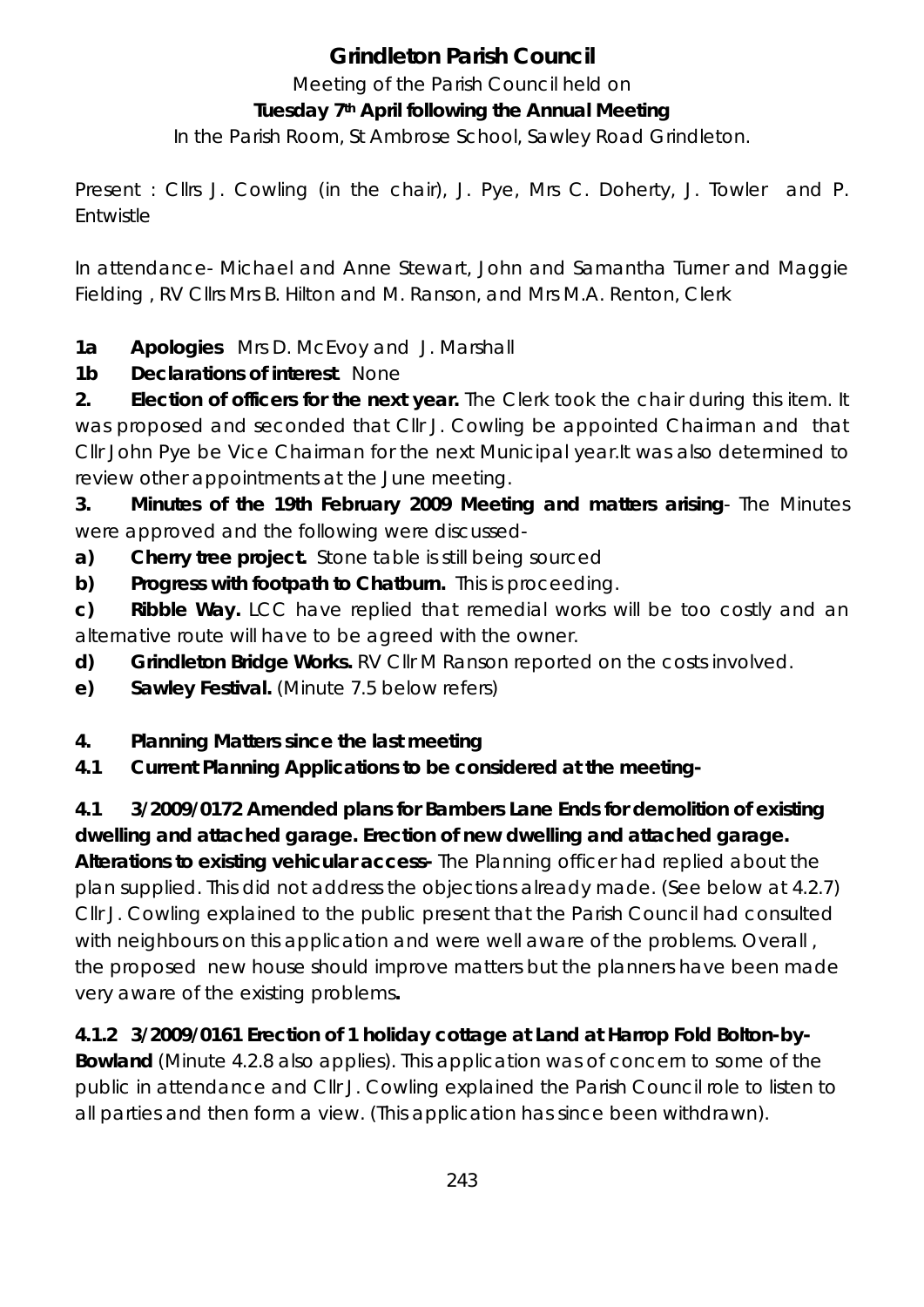# Grindleton Parish Council

Meeting of the Parish Council held on

**Tuesday 7th April following the Annual Meeting**

In the Parish Room, St Ambrose School, Sawley Road Grindleton.

Present : Cllrs J. Cowling (in the chair), J. Pye, Mrs C. Doherty, J. Towler and P. Entwistle

In attendance- Michael and Anne Stewart, John and Samantha Turner and Maggie Fielding , RV Cllrs Mrs B. Hilton and M. Ranson, and Mrs M.A. Renton, Clerk

**1a Apologies** Mrs D. McEvoy and J. Marshall

**1b Declarations of interest**. None

**2. Election of officers for the next year.** The Clerk took the chair during this item. It was proposed and seconded that Cllr J. Cowling be appointed Chairman and that Cllr John Pye be Vice Chairman for the next Municipal year.It was also determined to review other appointments at the June meeting.

**3. Minutes of the 19th February 2009 Meeting and matters arising**- The Minutes were approved and the following were discussed-

**a) Cherry tree project.** Stone table is still being sourced

**b) Progress with footpath to Chatburn.** This is proceeding.

**c) Ribble Way.** LCC have replied that remedial works will be too costly and an alternative route will have to be agreed with the owner.

**d) Grindleton Bridge Works.** RV Cllr M Ranson reported on the costs involved.

**e) Sawley Festival.** (Minute 7.5 below refers)

**4. Planning Matters since the last meeting**

**4.1 Current Planning Applications to be considered at the meeting-**

**4.1 3/2009/0172 Amended plans for Bambers Lane Ends for demolition of existing dwelling and attached garage. Erection of new dwelling and attached garage. Alterations to existing vehicular access-** The Planning officer had replied about the plan supplied. This did not address the objections already made. (See below at 4.2.7) Cllr J. Cowling explained to the public present that the Parish Council had consulted with neighbours on this application and were well aware of the problems. Overall , the proposed new house should improve matters but the planners have been made very aware of the existing problems**.**

**4.1.2 3/2009/0161 Erection of 1 holiday cottage at Land at Harrop Fold Bolton-by-Bowland** (Minute 4.2.8 also applies). This application was of concern to some of the public in attendance and Cllr J. Cowling explained the Parish Council role to listen to all parties and then form a view. (This application has since been withdrawn).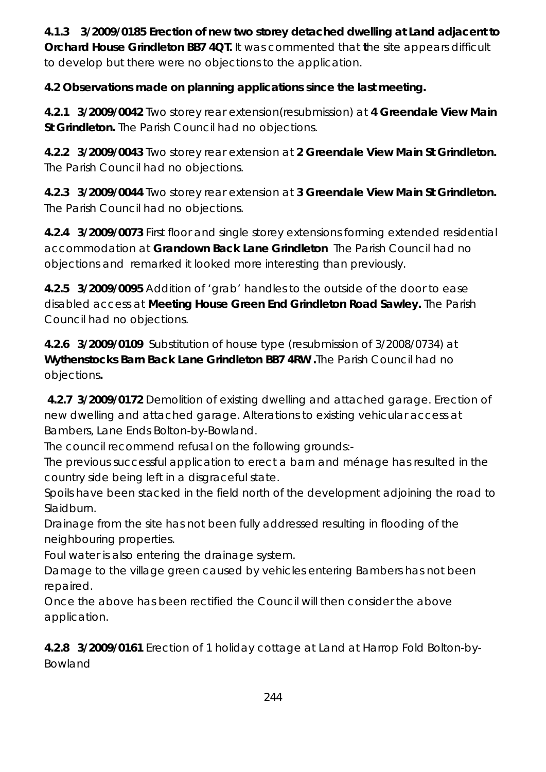**4.1.3 3/2009/0185 Erection of new two storey detached dwelling at Land adjacent to Orchard House Grindleton BB7 4QT.** It was commented that **t**he site appears difficult to develop but there were no objections to the application.

**4.2 Observations made on planning applications since the last meeting.**

**4.2.1 3/2009/0042** Two storey rear extension(resubmission) at **4 Greendale View Main St Grindleton.** The Parish Council had no objections.

**4.2.2 3/2009/0043** Two storey rear extension at **2 Greendale View Main St Grindleton.** The Parish Council had no objections.

**4.2.3 3/2009/0044** Two storey rear extension at **3 Greendale View Main St Grindleton.** The Parish Council had no objections.

**4.2.4 3/2009/0073** First floor and single storey extensions forming extended residential accommodation at **Grandown Back Lane Grindleton** The Parish Council had no objections and remarked it looked more interesting than previously.

**4.2.5 3/2009/0095** Addition of 'grab' handles to the outside of the door to ease disabled access at **Meeting House Green End Grindleton Road Sawley.** The Parish Council had no objections.

**4.2.6 3/2009/0109** Substitution of house type (resubmission of 3/2008/0734) at **Wythenstocks Barn Back Lane Grindleton BB7 4RW .**The Parish Council had no objections**.**

**4.2.7 3/2009/0172** Demolition of existing dwelling and attached garage. Erection of new dwelling and attached garage. Alterations to existing vehicular access at Bambers, Lane Ends Bolton-by-Bowland.

The council recommend refusal on the following grounds:-

The previous successful application to erect a barn and ménage has resulted in the country side being left in a disgraceful state.

Spoils have been stacked in the field north of the development adjoining the road to Slaidburn.

Drainage from the site has not been fully addressed resulting in flooding of the neighbouring properties.

Foul water is also entering the drainage system.

Damage to the village green caused by vehicles entering Bambers has not been repaired.

Once the above has been rectified the Council will then consider the above application.

**4.2.8 3/2009/0161** Erection of 1 holiday cottage at Land at Harrop Fold Bolton-by-Bowland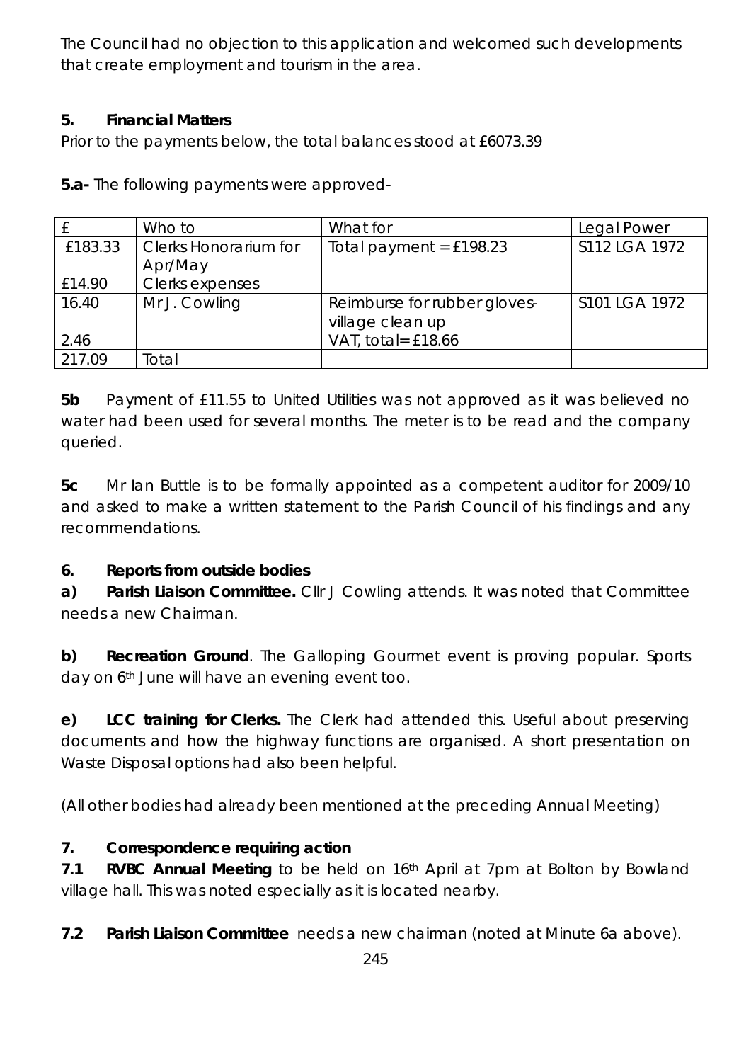The Council had no objection to this application and welcomed such developments that create employment and tourism in the area.

**5. Financial Matters**

Prior to the payments below, the total balances stood at £6073.39

**5.a-** The following payments were approved-

| £ | Who to | What for | Legal Power |
|---|---|---|---|
| £183.33<br><br>£14.90 | Clerks Honorarium for Apr/May<br>Clerks expenses | Total payment = £198.23 | S112 LGA 1972 |
| 16.40<br><br>2.46 | Mr J. Cowling | Reimburse for rubber gloves- village clean up<br>VAT, total= £18.66 | S101 LGA 1972 |
| 217.09 | Total | | |

**5b** Payment of £11.55 to United Utilities was not approved as it was believed no water had been used for several months. The meter is to be read and the company queried.

**5c** Mr Ian Buttle is to be formally appointed as a competent auditor for 2009/10 and asked to make a written statement to the Parish Council of his findings and any recommendations.

**6. Reports from outside bodies**

**a) Parish Liaison Committee.** Cllr J Cowling attends. It was noted that Committee needs a new Chairman.

**b) Recreation Ground**. The Galloping Gourmet event is proving popular. Sports day on 6th June will have an evening event too.

**e) LCC training for Clerks.** The Clerk had attended this. Useful about preserving documents and how the highway functions are organised. A short presentation on Waste Disposal options had also been helpful.

(All other bodies had already been mentioned at the preceding Annual Meeting)

**7. Correspondence requiring action**

**7.1 RVBC Annual Meeting** to be held on 16th April at 7pm at Bolton by Bowland village hall. This was noted especially as it is located nearby.

**7.2 Parish Liaison Committee** needs a new chairman (noted at Minute 6a above).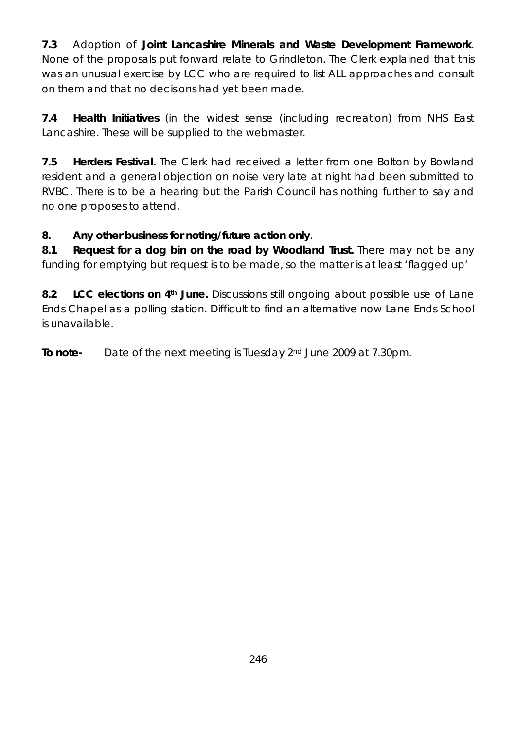**7.3** Adoption of **Joint Lancashire Minerals and Waste Development Framework**. None of the proposals put forward relate to Grindleton. The Clerk explained that this was an unusual exercise by LCC who are required to list ALL approaches and consult on them and that no decisions had yet been made.

**7.4** **Health Initiatives** (in the widest sense (including recreation) from NHS East Lancashire. These will be supplied to the webmaster.

**7.5** **Herders Festival.** The Clerk had received a letter from one Bolton by Bowland resident and a general objection on noise very late at night had been submitted to RVBC. There is to be a hearing but the Parish Council has nothing further to say and no one proposes to attend.

**8. Any other business for noting/future action only**.

**8.1** **Request for a dog bin on the road by Woodland Trust.** There may not be any funding for emptying but request is to be made, so the matter is at least 'flagged up'

**8.2** **LCC elections on 4th June.** Discussions still ongoing about possible use of Lane Ends Chapel as a polling station. Difficult to find an alternative now Lane Ends School is unavailable.

**To note-** Date of the next meeting is Tuesday 2nd June 2009 at 7.30pm.